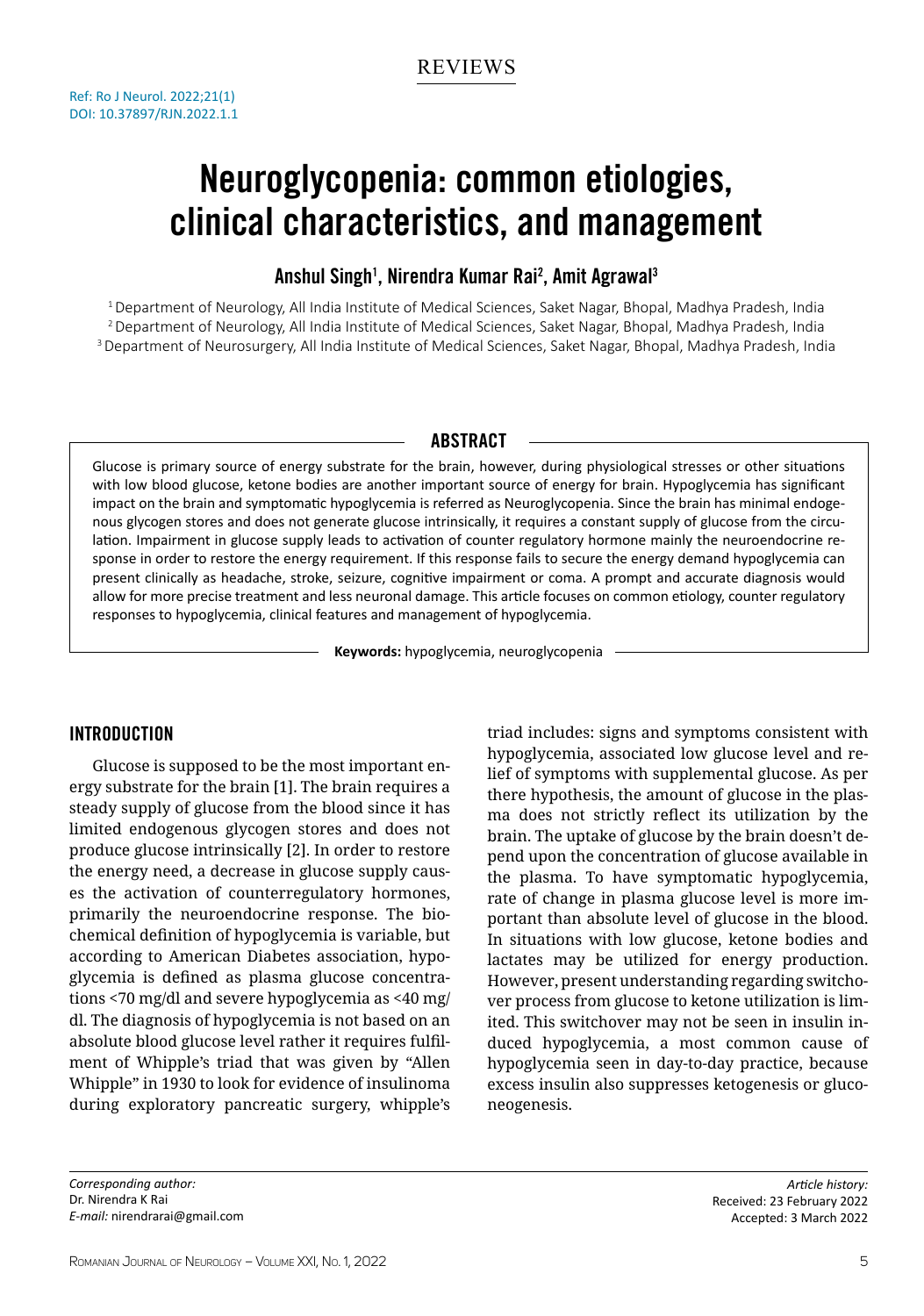REVIEWS

Ref: Ro J Neurol. 2022;21(1)
DOI: 10.37897/RJN.2022.1.1

# Neuroglycopenia: common etiologies, clinical characteristics, and management

Anshul Singh[1], Nirendra Kumar Rai[2], Amit Agrawal[3]

[1] Department of Neurology, All India Institute of Medical Sciences, Saket Nagar, Bhopal, Madhya Pradesh, India
[2] Department of Neurology, All India Institute of Medical Sciences, Saket Nagar, Bhopal, Madhya Pradesh, India
[3] Department of Neurosurgery, All India Institute of Medical Sciences, Saket Nagar, Bhopal, Madhya Pradesh, India

## ABSTRACT

Glucose is primary source of energy substrate for the brain, however, during physiological stresses or other situations with low blood glucose, ketone bodies are another important source of energy for brain. Hypoglycemia has significant impact on the brain and symptomatic hypoglycemia is referred as Neuroglycopenia. Since the brain has minimal endogenous glycogen stores and does not generate glucose intrinsically, it requires a constant supply of glucose from the circulation. Impairment in glucose supply leads to activation of counter regulatory hormone mainly the neuroendocrine response in order to restore the energy requirement. If this response fails to secure the energy demand hypoglycemia can present clinically as headache, stroke, seizure, cognitive impairment or coma. A prompt and accurate diagnosis would allow for more precise treatment and less neuronal damage. This article focuses on common etiology, counter regulatory responses to hypoglycemia, clinical features and management of hypoglycemia.

**Keywords:** hypoglycemia, neuroglycopenia

## INTRODUCTION

Glucose is supposed to be the most important energy substrate for the brain [1]. The brain requires a steady supply of glucose from the blood since it has limited endogenous glycogen stores and does not produce glucose intrinsically [2]. In order to restore the energy need, a decrease in glucose supply causes the activation of counterregulatory hormones, primarily the neuroendocrine response. The biochemical definition of hypoglycemia is variable, but according to American Diabetes association, hypoglycemia is defined as plasma glucose concentrations <70 mg/dl and severe hypoglycemia as <40 mg/dl. The diagnosis of hypoglycemia is not based on an absolute blood glucose level rather it requires fulfilment of Whipple's triad that was given by "Allen Whipple" in 1930 to look for evidence of insulinoma during exploratory pancreatic surgery, whipple's triad includes: signs and symptoms consistent with hypoglycemia, associated low glucose level and relief of symptoms with supplemental glucose. As per there hypothesis, the amount of glucose in the plasma does not strictly reflect its utilization by the brain. The uptake of glucose by the brain doesn't depend upon the concentration of glucose available in the plasma. To have symptomatic hypoglycemia, rate of change in plasma glucose level is more important than absolute level of glucose in the blood. In situations with low glucose, ketone bodies and lactates may be utilized for energy production. However, present understanding regarding switchover process from glucose to ketone utilization is limited. This switchover may not be seen in insulin induced hypoglycemia, a most common cause of hypoglycemia seen in day-to-day practice, because excess insulin also suppresses ketogenesis or gluconeogenesis.

*Corresponding author:*
Dr. Nirendra K Rai
*E-mail:* nirendrarai@gmail.com

*Article history:*
Received: 23 February 2022
Accepted: 3 March 2022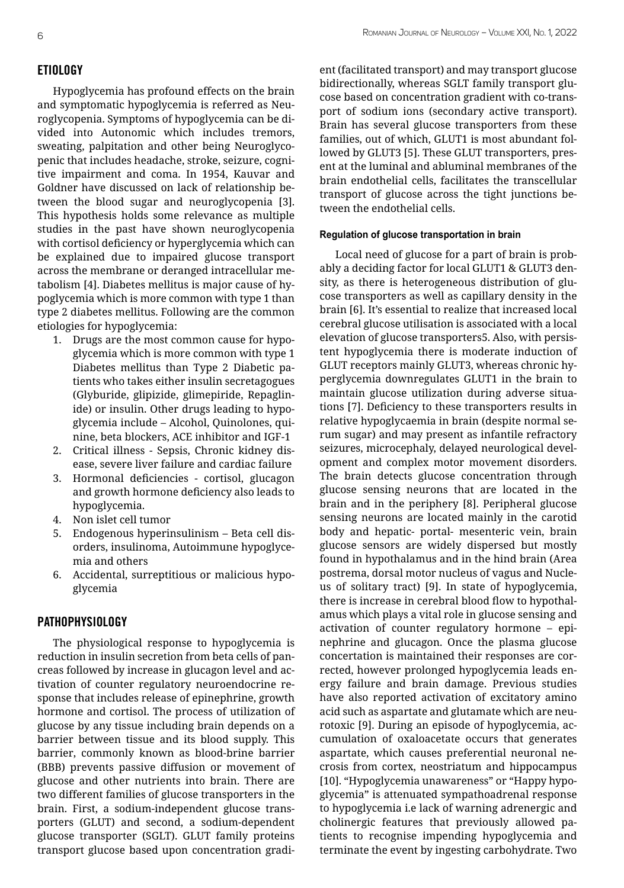## ETIOLOGY

Hypoglycemia has profound effects on the brain and symptomatic hypoglycemia is referred as Neuroglycopenia. Symptoms of hypoglycemia can be divided into Autonomic which includes tremors, sweating, palpitation and other being Neuroglycopenic that includes headache, stroke, seizure, cognitive impairment and coma. In 1954, Kauvar and Goldner have discussed on lack of relationship between the blood sugar and neuroglycopenia [3]. This hypothesis holds some relevance as multiple studies in the past have shown neuroglycopenia with cortisol deficiency or hyperglycemia which can be explained due to impaired glucose transport across the membrane or deranged intracellular metabolism [4]. Diabetes mellitus is major cause of hypoglycemia which is more common with type 1 than type 2 diabetes mellitus. Following are the common etiologies for hypoglycemia:

1. Drugs are the most common cause for hypoglycemia which is more common with type 1 Diabetes mellitus than Type 2 Diabetic patients who takes either insulin secretagogues (Glyburide, glipizide, glimepiride, Repaglinide) or insulin. Other drugs leading to hypoglycemia include – Alcohol, Quinolones, quinine, beta blockers, ACE inhibitor and IGF-1
2. Critical illness - Sepsis, Chronic kidney disease, severe liver failure and cardiac failure
3. Hormonal deficiencies - cortisol, glucagon and growth hormone deficiency also leads to hypoglycemia.
4. Non islet cell tumor
5. Endogenous hyperinsulinism – Beta cell disorders, insulinoma, Autoimmune hypoglycemia and others
6. Accidental, surreptitious or malicious hypoglycemia

## PATHOPHYSIOLOGY

The physiological response to hypoglycemia is reduction in insulin secretion from beta cells of pancreas followed by increase in glucagon level and activation of counter regulatory neuroendocrine response that includes release of epinephrine, growth hormone and cortisol. The process of utilization of glucose by any tissue including brain depends on a barrier between tissue and its blood supply. This barrier, commonly known as blood-brine barrier (BBB) prevents passive diffusion or movement of glucose and other nutrients into brain. There are two different families of glucose transporters in the brain. First, a sodium-independent glucose transporters (GLUT) and second, a sodium-dependent glucose transporter (SGLT). GLUT family proteins transport glucose based upon concentration gradient (facilitated transport) and may transport glucose bidirectionally, whereas SGLT family transport glucose based on concentration gradient with co-transport of sodium ions (secondary active transport). Brain has several glucose transporters from these families, out of which, GLUT1 is most abundant followed by GLUT3 [5]. These GLUT transporters, present at the luminal and abluminal membranes of the brain endothelial cells, facilitates the transcellular transport of glucose across the tight junctions between the endothelial cells.

#### Regulation of glucose transportation in brain

Local need of glucose for a part of brain is probably a deciding factor for local GLUT1 & GLUT3 density, as there is heterogeneous distribution of glucose transporters as well as capillary density in the brain [6]. It's essential to realize that increased local cerebral glucose utilisation is associated with a local elevation of glucose transporters5. Also, with persistent hypoglycemia there is moderate induction of GLUT receptors mainly GLUT3, whereas chronic hyperglycemia downregulates GLUT1 in the brain to maintain glucose utilization during adverse situations [7]. Deficiency to these transporters results in relative hypoglycaemia in brain (despite normal serum sugar) and may present as infantile refractory seizures, microcephaly, delayed neurological development and complex motor movement disorders. The brain detects glucose concentration through glucose sensing neurons that are located in the brain and in the periphery [8]. Peripheral glucose sensing neurons are located mainly in the carotid body and hepatic- portal- mesenteric vein, brain glucose sensors are widely dispersed but mostly found in hypothalamus and in the hind brain (Area postrema, dorsal motor nucleus of vagus and Nucleus of solitary tract) [9]. In state of hypoglycemia, there is increase in cerebral blood flow to hypothalamus which plays a vital role in glucose sensing and activation of counter regulatory hormone – epinephrine and glucagon. Once the plasma glucose concertation is maintained their responses are corrected, however prolonged hypoglycemia leads energy failure and brain damage. Previous studies have also reported activation of excitatory amino acid such as aspartate and glutamate which are neurotoxic [9]. During an episode of hypoglycemia, accumulation of oxaloacetate occurs that generates aspartate, which causes preferential neuronal necrosis from cortex, neostriatum and hippocampus [10]. "Hypoglycemia unawareness" or "Happy hypoglycemia" is attenuated sympathoadrenal response to hypoglycemia i.e lack of warning adrenergic and cholinergic features that previously allowed patients to recognise impending hypoglycemia and terminate the event by ingesting carbohydrate. Two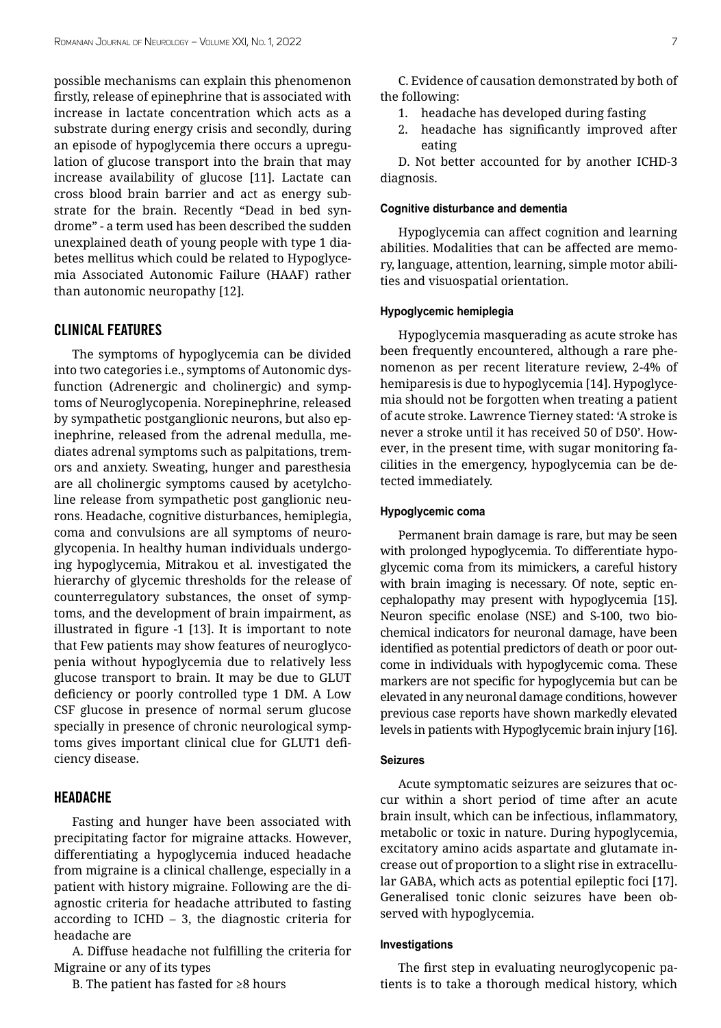possible mechanisms can explain this phenomenon firstly, release of epinephrine that is associated with increase in lactate concentration which acts as a substrate during energy crisis and secondly, during an episode of hypoglycemia there occurs a upregulation of glucose transport into the brain that may increase availability of glucose [11]. Lactate can cross blood brain barrier and act as energy substrate for the brain. Recently "Dead in bed syndrome" - a term used has been described the sudden unexplained death of young people with type 1 diabetes mellitus which could be related to Hypoglycemia Associated Autonomic Failure (HAAF) rather than autonomic neuropathy [12].

## CLINICAL FEATURES

The symptoms of hypoglycemia can be divided into two categories i.e., symptoms of Autonomic dysfunction (Adrenergic and cholinergic) and symptoms of Neuroglycopenia. Norepinephrine, released by sympathetic postganglionic neurons, but also epinephrine, released from the adrenal medulla, mediates adrenal symptoms such as palpitations, tremors and anxiety. Sweating, hunger and paresthesia are all cholinergic symptoms caused by acetylcholine release from sympathetic post ganglionic neurons. Headache, cognitive disturbances, hemiplegia, coma and convulsions are all symptoms of neuroglycopenia. In healthy human individuals undergoing hypoglycemia, Mitrakou et al. investigated the hierarchy of glycemic thresholds for the release of counterregulatory substances, the onset of symptoms, and the development of brain impairment, as illustrated in figure -1 [13]. It is important to note that Few patients may show features of neuroglycopenia without hypoglycemia due to relatively less glucose transport to brain. It may be due to GLUT deficiency or poorly controlled type 1 DM. A Low CSF glucose in presence of normal serum glucose specially in presence of chronic neurological symptoms gives important clinical clue for GLUT1 deficiency disease.

## HEADACHE

Fasting and hunger have been associated with precipitating factor for migraine attacks. However, differentiating a hypoglycemia induced headache from migraine is a clinical challenge, especially in a patient with history migraine. Following are the diagnostic criteria for headache attributed to fasting according to ICHD – 3, the diagnostic criteria for headache are

A. Diffuse headache not fulfilling the criteria for Migraine or any of its types

B. The patient has fasted for ≥8 hours

C. Evidence of causation demonstrated by both of the following:

1. headache has developed during fasting
2. headache has significantly improved after eating

D. Not better accounted for by another ICHD-3 diagnosis.

### Cognitive disturbance and dementia

Hypoglycemia can affect cognition and learning abilities. Modalities that can be affected are memory, language, attention, learning, simple motor abilities and visuospatial orientation.

### Hypoglycemic hemiplegia

Hypoglycemia masquerading as acute stroke has been frequently encountered, although a rare phenomenon as per recent literature review, 2-4% of hemiparesis is due to hypoglycemia [14]. Hypoglycemia should not be forgotten when treating a patient of acute stroke. Lawrence Tierney stated: 'A stroke is never a stroke until it has received 50 of D50'. However, in the present time, with sugar monitoring facilities in the emergency, hypoglycemia can be detected immediately.

### Hypoglycemic coma

Permanent brain damage is rare, but may be seen with prolonged hypoglycemia. To differentiate hypoglycemic coma from its mimickers, a careful history with brain imaging is necessary. Of note, septic encephalopathy may present with hypoglycemia [15]. Neuron specific enolase (NSE) and S-100, two biochemical indicators for neuronal damage, have been identified as potential predictors of death or poor outcome in individuals with hypoglycemic coma. These markers are not specific for hypoglycemia but can be elevated in any neuronal damage conditions, however previous case reports have shown markedly elevated levels in patients with Hypoglycemic brain injury [16].

### Seizures

Acute symptomatic seizures are seizures that occur within a short period of time after an acute brain insult, which can be infectious, inflammatory, metabolic or toxic in nature. During hypoglycemia, excitatory amino acids aspartate and glutamate increase out of proportion to a slight rise in extracellular GABA, which acts as potential epileptic foci [17]. Generalised tonic clonic seizures have been observed with hypoglycemia.

### Investigations

The first step in evaluating neuroglycopenic patients is to take a thorough medical history, which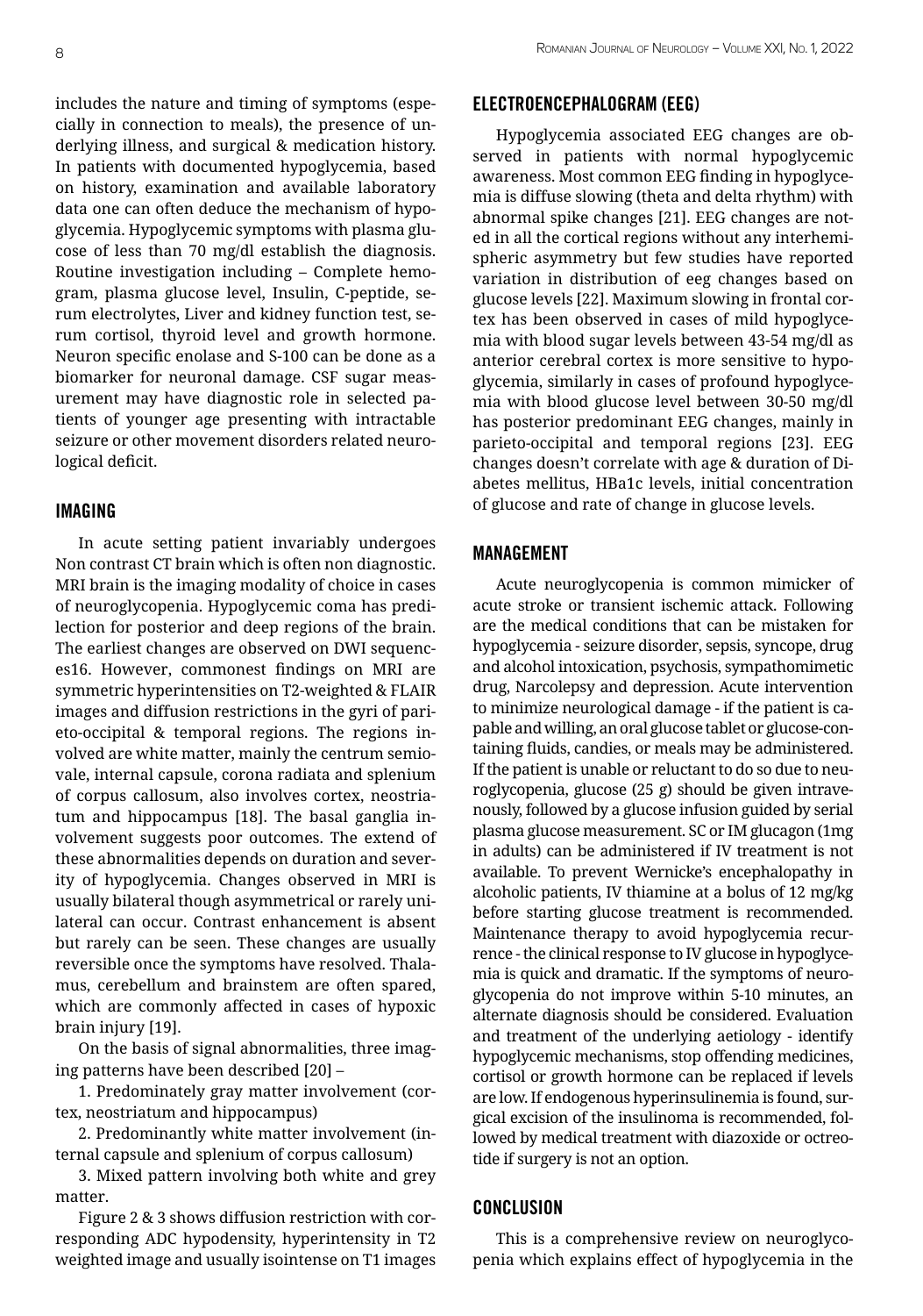includes the nature and timing of symptoms (especially in connection to meals), the presence of underlying illness, and surgical & medication history. In patients with documented hypoglycemia, based on history, examination and available laboratory data one can often deduce the mechanism of hypoglycemia. Hypoglycemic symptoms with plasma glucose of less than 70 mg/dl establish the diagnosis. Routine investigation including – Complete hemogram, plasma glucose level, Insulin, C-peptide, serum electrolytes, Liver and kidney function test, serum cortisol, thyroid level and growth hormone. Neuron specific enolase and S-100 can be done as a biomarker for neuronal damage. CSF sugar measurement may have diagnostic role in selected patients of younger age presenting with intractable seizure or other movement disorders related neurological deficit.

## IMAGING

In acute setting patient invariably undergoes Non contrast CT brain which is often non diagnostic. MRI brain is the imaging modality of choice in cases of neuroglycopenia. Hypoglycemic coma has predilection for posterior and deep regions of the brain. The earliest changes are observed on DWI sequences16. However, commonest findings on MRI are symmetric hyperintensities on T2-weighted & FLAIR images and diffusion restrictions in the gyri of parieto-occipital & temporal regions. The regions involved are white matter, mainly the centrum semiovale, internal capsule, corona radiata and splenium of corpus callosum, also involves cortex, neostriatum and hippocampus [18]. The basal ganglia involvement suggests poor outcomes. The extend of these abnormalities depends on duration and severity of hypoglycemia. Changes observed in MRI is usually bilateral though asymmetrical or rarely unilateral can occur. Contrast enhancement is absent but rarely can be seen. These changes are usually reversible once the symptoms have resolved. Thalamus, cerebellum and brainstem are often spared, which are commonly affected in cases of hypoxic brain injury [19].

On the basis of signal abnormalities, three imaging patterns have been described [20] –

1. Predominately gray matter involvement (cortex, neostriatum and hippocampus)

2. Predominantly white matter involvement (internal capsule and splenium of corpus callosum)

3. Mixed pattern involving both white and grey matter.

Figure 2 & 3 shows diffusion restriction with corresponding ADC hypodensity, hyperintensity in T2 weighted image and usually isointense on T1 images

## ELECTROENCEPHALOGRAM (EEG)

Hypoglycemia associated EEG changes are observed in patients with normal hypoglycemic awareness. Most common EEG finding in hypoglycemia is diffuse slowing (theta and delta rhythm) with abnormal spike changes [21]. EEG changes are noted in all the cortical regions without any interhemispheric asymmetry but few studies have reported variation in distribution of eeg changes based on glucose levels [22]. Maximum slowing in frontal cortex has been observed in cases of mild hypoglycemia with blood sugar levels between 43-54 mg/dl as anterior cerebral cortex is more sensitive to hypoglycemia, similarly in cases of profound hypoglycemia with blood glucose level between 30-50 mg/dl has posterior predominant EEG changes, mainly in parieto-occipital and temporal regions [23]. EEG changes doesn't correlate with age & duration of Diabetes mellitus, HBa1c levels, initial concentration of glucose and rate of change in glucose levels.

## MANAGEMENT

Acute neuroglycopenia is common mimicker of acute stroke or transient ischemic attack. Following are the medical conditions that can be mistaken for hypoglycemia - seizure disorder, sepsis, syncope, drug and alcohol intoxication, psychosis, sympathomimetic drug, Narcolepsy and depression. Acute intervention to minimize neurological damage - if the patient is capable and willing, an oral glucose tablet or glucose-containing fluids, candies, or meals may be administered. If the patient is unable or reluctant to do so due to neuroglycopenia, glucose (25 g) should be given intravenously, followed by a glucose infusion guided by serial plasma glucose measurement. SC or IM glucagon (1mg in adults) can be administered if IV treatment is not available. To prevent Wernicke's encephalopathy in alcoholic patients, IV thiamine at a bolus of 12 mg/kg before starting glucose treatment is recommended. Maintenance therapy to avoid hypoglycemia recurrence - the clinical response to IV glucose in hypoglycemia is quick and dramatic. If the symptoms of neuroglycopenia do not improve within 5-10 minutes, an alternate diagnosis should be considered. Evaluation and treatment of the underlying aetiology - identify hypoglycemic mechanisms, stop offending medicines, cortisol or growth hormone can be replaced if levels are low. If endogenous hyperinsulinemia is found, surgical excision of the insulinoma is recommended, followed by medical treatment with diazoxide or octreotide if surgery is not an option.

## CONCLUSION

This is a comprehensive review on neuroglycopenia which explains effect of hypoglycemia in the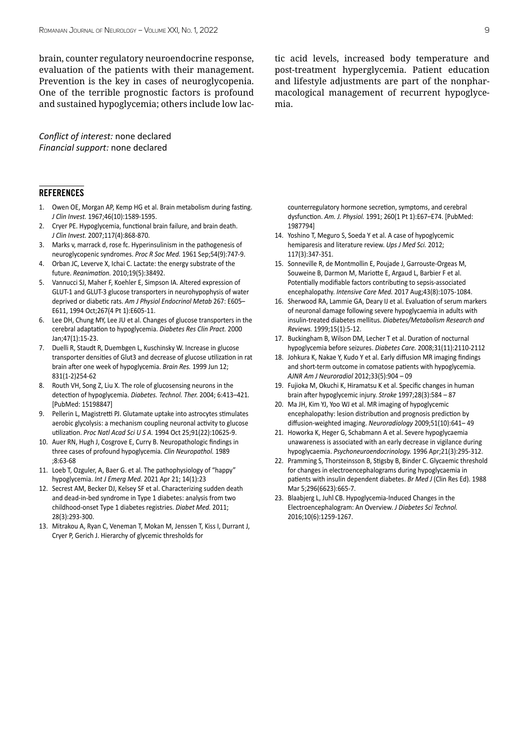brain, counter regulatory neuroendocrine response, evaluation of the patients with their management. Prevention is the key in cases of neuroglycopenia. One of the terrible prognostic factors is profound and sustained hypoglycemia; others include low lactic acid levels, increased body temperature and post-treatment hyperglycemia. Patient education and lifestyle adjustments are part of the nonpharmacological management of recurrent hypoglycemia.

*Conflict of interest:* none declared
*Financial support:* none declared

## REFERENCES

1. Owen OE, Morgan AP, Kemp HG et al. Brain metabolism during fasting. *J Clin Invest.* 1967;46(10):1589-1595.
2. Cryer PE. Hypoglycemia, functional brain failure, and brain death. *J Clin Invest.* 2007;117(4):868-870.
3. Marks v, marrack d, rose fc. Hyperinsulinism in the pathogenesis of neuroglycopenic syndromes. *Proc R Soc Med.* 1961 Sep;54(9):747-9.
4. Orban JC, Leverve X, Ichai C. Lactate: the energy substrate of the future. *Reanimation.* 2010;19(5):38492.
5. Vannucci SJ, Maher F, Koehler E, Simpson IA. Altered expression of GLUT-1 and GLUT-3 glucose transporters in neurohypophysis of water deprived or diabetic rats. *Am J Physiol Endocrinol Metab* 267: E605–E611, 1994 Oct;267(4 Pt 1):E605-11.
6. Lee DH, Chung MY, Lee JU et al. Changes of glucose transporters in the cerebral adaptation to hypoglycemia. *Diabetes Res Clin Pract.* 2000 Jan;47(1):15-23.
7. Duelli R, Staudt R, Duembgen L, Kuschinsky W. Increase in glucose transporter densities of Glut3 and decrease of glucose utilization in rat brain after one week of hypoglycemia. *Brain Res.* 1999 Jun 12; 831(1-2)254-62
8. Routh VH, Song Z, Liu X. The role of glucosensing neurons in the detection of hypoglycemia. *Diabetes. Technol. Ther.* 2004; 6:413–421. [PubMed: 15198847]
9. Pellerin L, Magistretti PJ. Glutamate uptake into astrocytes stimulates aerobic glycolysis: a mechanism coupling neuronal activity to glucose utilization. *Proc Natl Acad Sci U S A.* 1994 Oct 25;91(22):10625-9.
10. Auer RN, Hugh J, Cosgrove E, Curry B. Neuropathologic findings in three cases of profound hypoglycemia. *Clin Neuropathol.* 1989 ;8:63-68
11. Loeb T, Ozguler, A, Baer G. et al. The pathophysiology of "happy" hypoglycemia. *Int J Emerg Med.* 2021 Apr 21; 14(1):23
12. Secrest AM, Becker DJ, Kelsey SF et al. Characterizing sudden death and dead-in-bed syndrome in Type 1 diabetes: analysis from two childhood-onset Type 1 diabetes registries. *Diabet Med.* 2011; 28(3):293-300.
13. Mitrakou A, Ryan C, Veneman T, Mokan M, Jenssen T, Kiss I, Durrant J, Cryer P, Gerich J. Hierarchy of glycemic thresholds for counterregulatory hormone secretion, symptoms, and cerebral dysfunction. *Am. J. Physiol.* 1991; 260(1 Pt 1):E67–E74. [PubMed: 1987794]
14. Yoshino T, Meguro S, Soeda Y et al. A case of hypoglycemic hemiparesis and literature review. *Ups J Med Sci.* 2012; 117(3):347-351.
15. Sonneville R, de Montmollin E, Poujade J, Garrouste-Orgeas M, Souweine B, Darmon M, Mariotte E, Argaud L, Barbier F et al. Potentially modifiable factors contributing to sepsis-associated encephalopathy. *Intensive Care Med.* 2017 Aug;43(8):1075-1084.
16. Sherwood RA, Lammie GA, Deary IJ et al. Evaluation of serum markers of neuronal damage following severe hypoglycaemia in adults with insulin-treated diabetes mellitus. *Diabetes/Metabolism Research and Reviews.* 1999;15(1):5-12.
17. Buckingham B, Wilson DM, Lecher T et al. Duration of nocturnal hypoglycemia before seizures. *Diabetes Care.* 2008;31(11):2110-2112
18. Johkura K, Nakae Y, Kudo Y et al. Early diffusion MR imaging findings and short-term outcome in comatose patients with hypoglycemia. *AJNR Am J Neuroradiol* 2012;33(5):904 – 09
19. Fujioka M, Okuchi K, Hiramatsu K et al. Specific changes in human brain after hypoglycemic injury. *Stroke* 1997;28(3):584 – 87
20. Ma JH, Kim YJ, Yoo WJ et al. MR imaging of hypoglycemic encephalopathy: lesion distribution and prognosis prediction by diffusion-weighted imaging. *Neuroradiology* 2009;51(10):641– 49
21. Howorka K, Heger G, Schabmann A et al. Severe hypoglycaemia unawareness is associated with an early decrease in vigilance during hypoglycaemia. *Psychoneuroendocrinology.* 1996 Apr;21(3):295-312.
22. Pramming S, Thorsteinsson B, Stigsby B, Binder C. Glycaemic threshold for changes in electroencephalograms during hypoglycaemia in patients with insulin dependent diabetes. *Br Med J* (Clin Res Ed). 1988 Mar 5;296(6623):665-7.
23. Blaabjerg L, Juhl CB. Hypoglycemia-Induced Changes in the Electroencephalogram: An Overview. *J Diabetes Sci Technol.* 2016;10(6):1259-1267.